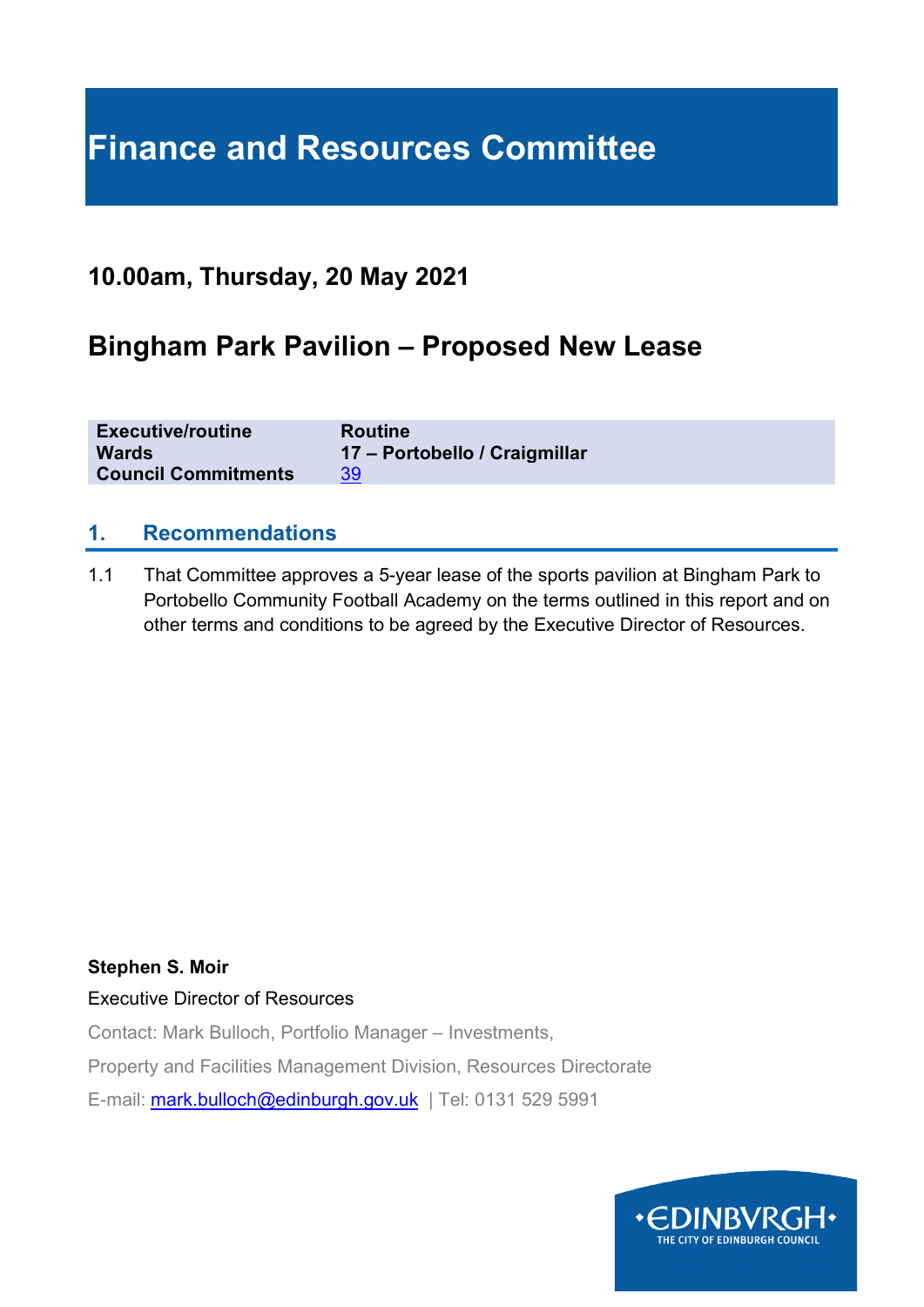# Finance and Resources Committee

## 10.00am, Thursday, 20 May 2021

## Bingham Park Pavilion – Proposed New Lease

| **Executive/routine** | **Routine** |
| --- | --- |
| **Wards** | **17 – Portobello / Craigmillar** |
| **Council Commitments** | 39 |

### 1. Recommendations

1.1 That Committee approves a 5-year lease of the sports pavilion at Bingham Park to Portobello Community Football Academy on the terms outlined in this report and on other terms and conditions to be agreed by the Executive Director of Resources.

**Stephen S. Moir**

Executive Director of Resources

Contact: Mark Bulloch, Portfolio Manager – Investments,

Property and Facilities Management Division, Resources Directorate

E-mail: mark.bulloch@edinburgh.gov.uk | Tel: 0131 529 5991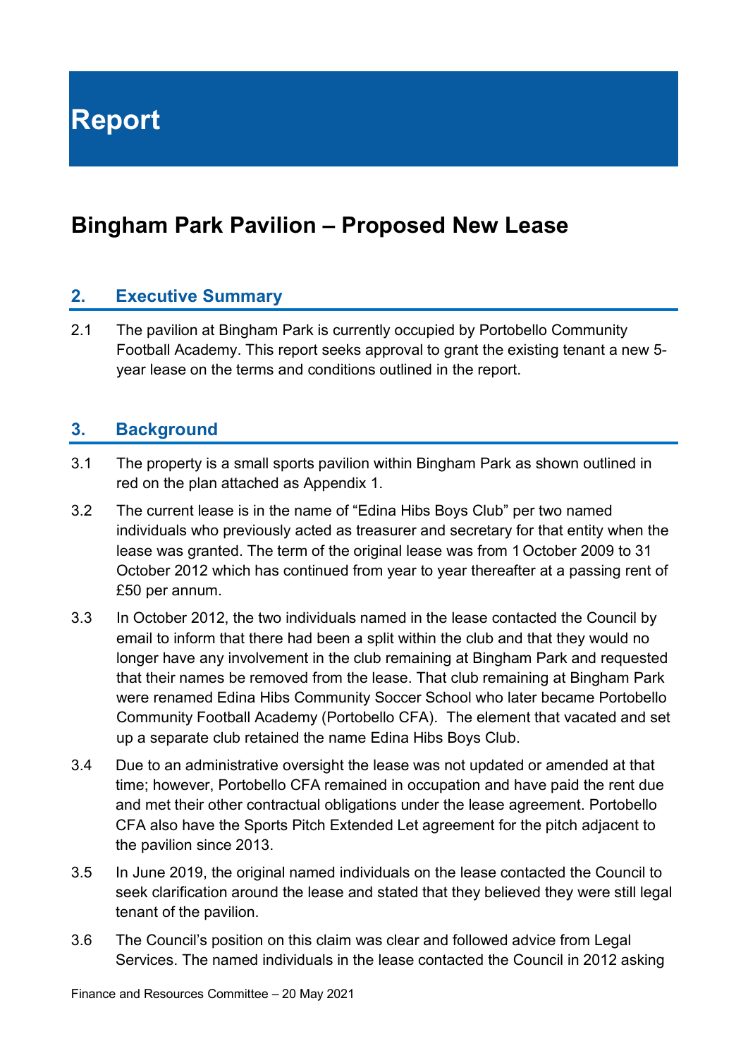# Report

## Bingham Park Pavilion – Proposed New Lease

### 2. Executive Summary

2.1 The pavilion at Bingham Park is currently occupied by Portobello Community Football Academy. This report seeks approval to grant the existing tenant a new 5-year lease on the terms and conditions outlined in the report.

### 3. Background

3.1 The property is a small sports pavilion within Bingham Park as shown outlined in red on the plan attached as Appendix 1.

3.2 The current lease is in the name of "Edina Hibs Boys Club" per two named individuals who previously acted as treasurer and secretary for that entity when the lease was granted. The term of the original lease was from 1 October 2009 to 31 October 2012 which has continued from year to year thereafter at a passing rent of £50 per annum.

3.3 In October 2012, the two individuals named in the lease contacted the Council by email to inform that there had been a split within the club and that they would no longer have any involvement in the club remaining at Bingham Park and requested that their names be removed from the lease. That club remaining at Bingham Park were renamed Edina Hibs Community Soccer School who later became Portobello Community Football Academy (Portobello CFA). The element that vacated and set up a separate club retained the name Edina Hibs Boys Club.

3.4 Due to an administrative oversight the lease was not updated or amended at that time; however, Portobello CFA remained in occupation and have paid the rent due and met their other contractual obligations under the lease agreement. Portobello CFA also have the Sports Pitch Extended Let agreement for the pitch adjacent to the pavilion since 2013.

3.5 In June 2019, the original named individuals on the lease contacted the Council to seek clarification around the lease and stated that they believed they were still legal tenant of the pavilion.

3.6 The Council's position on this claim was clear and followed advice from Legal Services. The named individuals in the lease contacted the Council in 2012 asking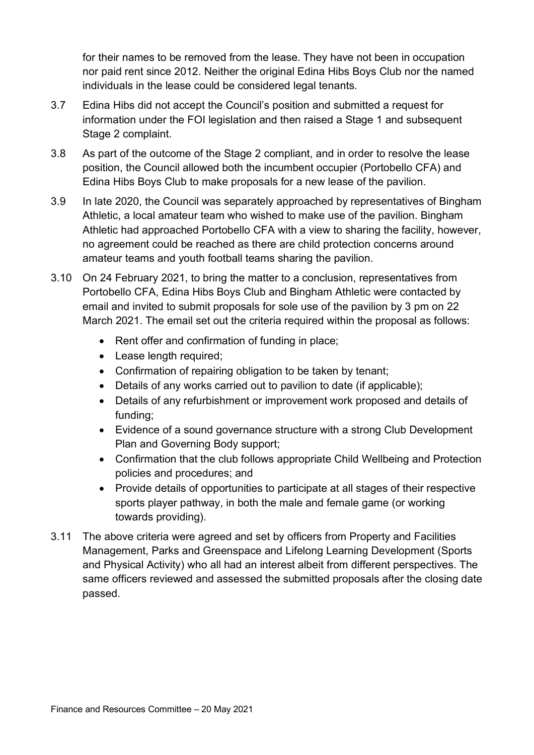for their names to be removed from the lease. They have not been in occupation nor paid rent since 2012. Neither the original Edina Hibs Boys Club nor the named individuals in the lease could be considered legal tenants.

3.7 Edina Hibs did not accept the Council's position and submitted a request for information under the FOI legislation and then raised a Stage 1 and subsequent Stage 2 complaint.

3.8 As part of the outcome of the Stage 2 compliant, and in order to resolve the lease position, the Council allowed both the incumbent occupier (Portobello CFA) and Edina Hibs Boys Club to make proposals for a new lease of the pavilion.

3.9 In late 2020, the Council was separately approached by representatives of Bingham Athletic, a local amateur team who wished to make use of the pavilion. Bingham Athletic had approached Portobello CFA with a view to sharing the facility, however, no agreement could be reached as there are child protection concerns around amateur teams and youth football teams sharing the pavilion.

3.10 On 24 February 2021, to bring the matter to a conclusion, representatives from Portobello CFA, Edina Hibs Boys Club and Bingham Athletic were contacted by email and invited to submit proposals for sole use of the pavilion by 3 pm on 22 March 2021. The email set out the criteria required within the proposal as follows:

- Rent offer and confirmation of funding in place;
- Lease length required;
- Confirmation of repairing obligation to be taken by tenant;
- Details of any works carried out to pavilion to date (if applicable);
- Details of any refurbishment or improvement work proposed and details of funding;
- Evidence of a sound governance structure with a strong Club Development Plan and Governing Body support;
- Confirmation that the club follows appropriate Child Wellbeing and Protection policies and procedures; and
- Provide details of opportunities to participate at all stages of their respective sports player pathway, in both the male and female game (or working towards providing).

3.11 The above criteria were agreed and set by officers from Property and Facilities Management, Parks and Greenspace and Lifelong Learning Development (Sports and Physical Activity) who all had an interest albeit from different perspectives. The same officers reviewed and assessed the submitted proposals after the closing date passed.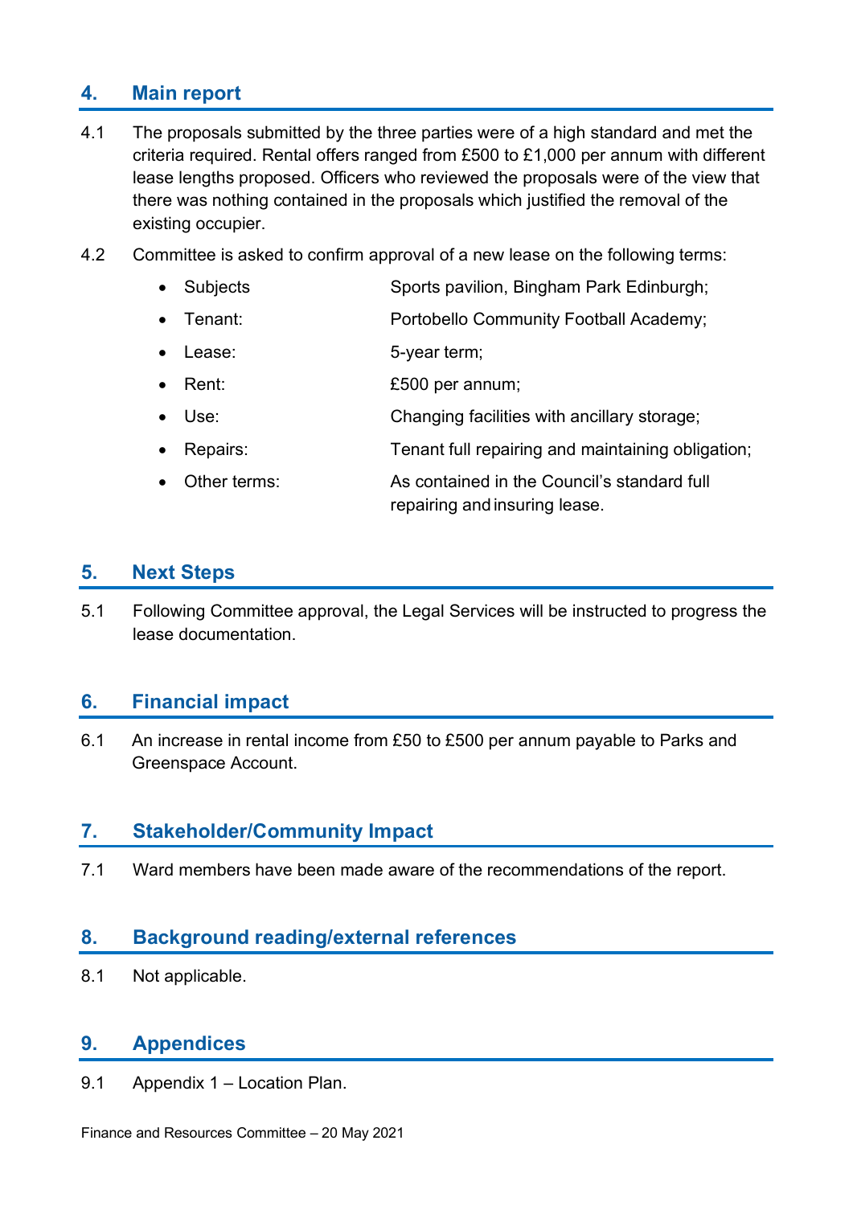## 4. Main report

4.1 The proposals submitted by the three parties were of a high standard and met the criteria required. Rental offers ranged from £500 to £1,000 per annum with different lease lengths proposed. Officers who reviewed the proposals were of the view that there was nothing contained in the proposals which justified the removal of the existing occupier.

4.2 Committee is asked to confirm approval of a new lease on the following terms:

- Subjects: Sports pavilion, Bingham Park Edinburgh;
- Tenant: Portobello Community Football Academy;
- Lease: 5-year term;
- Rent: £500 per annum;
- Use: Changing facilities with ancillary storage;
- Repairs: Tenant full repairing and maintaining obligation;
- Other terms: As contained in the Council's standard full repairing and insuring lease.

## 5. Next Steps

5.1 Following Committee approval, the Legal Services will be instructed to progress the lease documentation.

## 6. Financial impact

6.1 An increase in rental income from £50 to £500 per annum payable to Parks and Greenspace Account.

## 7. Stakeholder/Community Impact

7.1 Ward members have been made aware of the recommendations of the report.

## 8. Background reading/external references

8.1 Not applicable.

## 9. Appendices

9.1 Appendix 1 – Location Plan.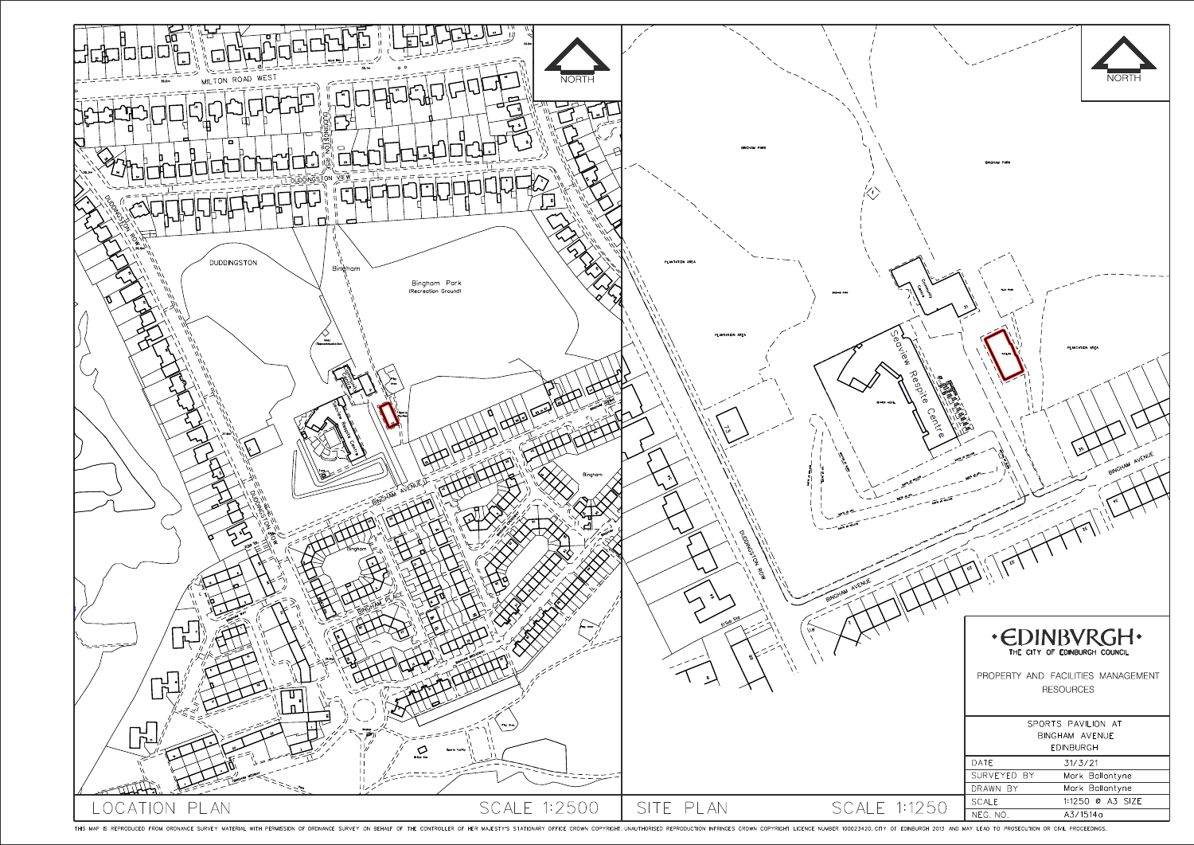LOCATION PLAN SCALE 1:2500

SITE PLAN SCALE 1:1250

NORTH

NORTH

·EDINBVRGH·
THE CITY OF EDINBURGH COUNCIL

PROPERTY AND FACILITIES MANAGEMENT
RESOURCES

SPORTS PAVILION AT
BINGHAM AVENUE
EDINBURGH

| | |
|---|---|
| DATE | 31/3/21 |
| SURVEYED BY | Mark Ballantyne |
| DRAWN BY | Mark Ballantyne |
| SCALE | 1:1250 @ A3 SIZE |
| NEG. NO. | A3/1514a |

THIS MAP IS REPRODUCED FROM ORDNANCE SURVEY MATERIAL WITH PERMISSION OF ORDNANCE SURVEY ON BEHALF OF THE CONTROLLER OF HER MAJESTY'S STATIONARY OFFICE CROWN COPYRIGHT. UNAUTHORISED REPRODUCTION INFRINGES CROWN COPYRIGHT LICENCE NUMBER 100023420. CITY OF EDINBURGH 2013 AND MAY LEAD TO PROSECUTION OR CIVIL PROCEEDINGS.